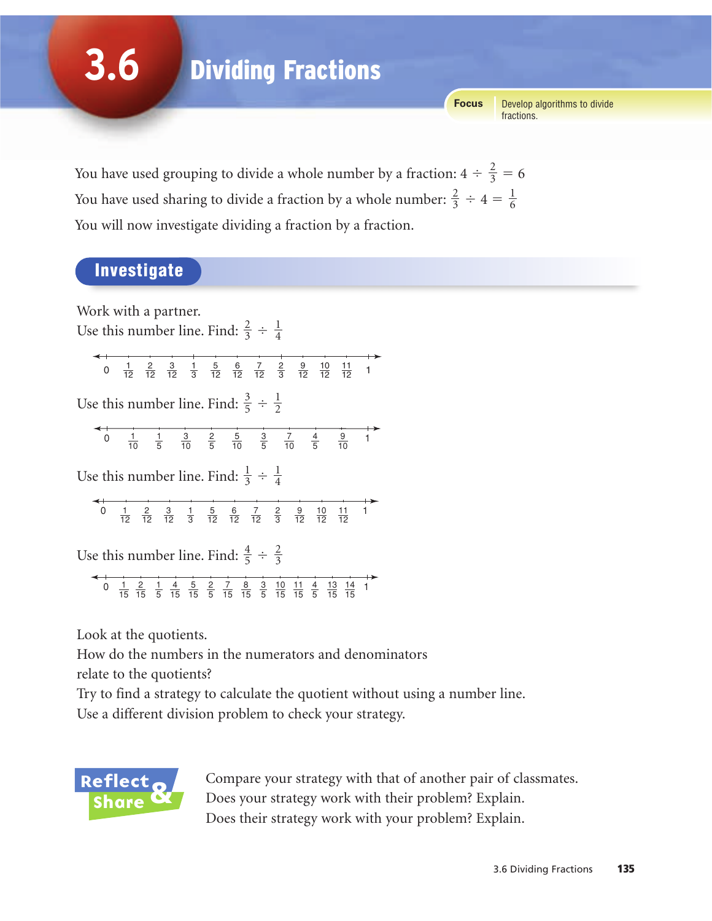# 3.6 Dividing Fractions

**Focus** Develop algorithms to divide fractions.

You have used grouping to divide a whole number by a fraction: $4 \div \frac{2}{3} = 6$

You have used sharing to divide a fraction by a whole number: $\frac{2}{3} \div 4 = \frac{1}{6}$

You will now investigate dividing a fraction by a fraction.

## Investigate

Work with a partner.

Use this number line. Find: $\frac{2}{3} \div \frac{1}{4}$

$0 \quad \frac{1}{12} \quad \frac{2}{12} \quad \frac{3}{12} \quad \frac{1}{3} \quad \frac{5}{12} \quad \frac{6}{12} \quad \frac{7}{12} \quad \frac{2}{3} \quad \frac{9}{12} \quad \frac{10}{12} \quad \frac{11}{12} \quad 1$

Use this number line. Find: $\frac{3}{5} \div \frac{1}{2}$

$0 \quad \frac{1}{10} \quad \frac{1}{5} \quad \frac{3}{10} \quad \frac{2}{5} \quad \frac{5}{10} \quad \frac{3}{5} \quad \frac{7}{10} \quad \frac{4}{5} \quad \frac{9}{10} \quad 1$

Use this number line. Find: $\frac{1}{3} \div \frac{1}{4}$

$0 \quad \frac{1}{12} \quad \frac{2}{12} \quad \frac{3}{12} \quad \frac{1}{3} \quad \frac{5}{12} \quad \frac{6}{12} \quad \frac{7}{12} \quad \frac{2}{3} \quad \frac{9}{12} \quad \frac{10}{12} \quad \frac{11}{12} \quad 1$

Use this number line. Find: $\frac{4}{5} \div \frac{2}{3}$

$0 \quad \frac{1}{15} \quad \frac{2}{15} \quad \frac{1}{5} \quad \frac{4}{15} \quad \frac{5}{15} \quad \frac{2}{5} \quad \frac{7}{15} \quad \frac{8}{15} \quad \frac{3}{5} \quad \frac{10}{15} \quad \frac{11}{15} \quad \frac{4}{5} \quad \frac{13}{15} \quad \frac{14}{15} \quad 1$

Look at the quotients.
How do the numbers in the numerators and denominators relate to the quotients?
Try to find a strategy to calculate the quotient without using a number line.
Use a different division problem to check your strategy.

## Reflect & Share

Compare your strategy with that of another pair of classmates.
Does your strategy work with their problem? Explain.
Does their strategy work with your problem? Explain.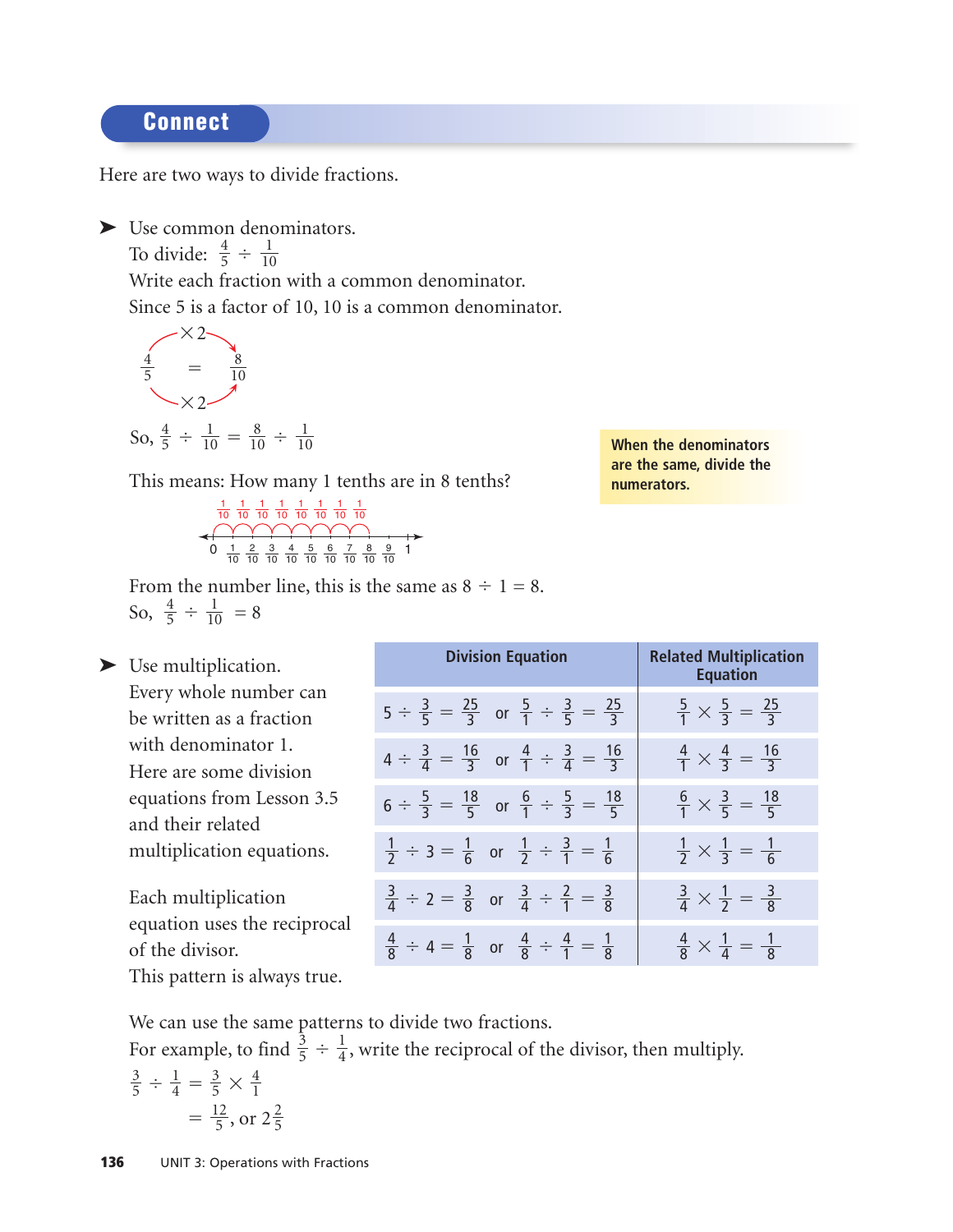## Connect

Here are two ways to divide fractions.

- Use common denominators.

  To divide: $\frac{4}{5} \div \frac{1}{10}$

  Write each fraction with a common denominator.

  Since 5 is a factor of 10, 10 is a common denominator.

  $$\frac{4}{5} = \frac{8}{10} \quad (\times 2 \text{ numerator and denominator})$$

  So, $\frac{4}{5} \div \frac{1}{10} = \frac{8}{10} \div \frac{1}{10}$

  > **When the denominators are the same, divide the numerators.**

  This means: How many 1 tenths are in 8 tenths?

  From the number line, this is the same as $8 \div 1 = 8$.

  So, $\frac{4}{5} \div \frac{1}{10} = 8$

- Use multiplication.

  Every whole number can be written as a fraction with denominator 1.

  Here are some division equations from Lesson 3.5 and their related multiplication equations.

| Division Equation | Related Multiplication Equation |
|---|---|
| $5 \div \frac{3}{5} = \frac{25}{3}$ or $\frac{5}{1} \div \frac{3}{5} = \frac{25}{3}$ | $\frac{5}{1} \times \frac{5}{3} = \frac{25}{3}$ |
| $4 \div \frac{3}{4} = \frac{16}{3}$ or $\frac{4}{1} \div \frac{3}{4} = \frac{16}{3}$ | $\frac{4}{1} \times \frac{4}{3} = \frac{16}{3}$ |
| $6 \div \frac{5}{3} = \frac{18}{5}$ or $\frac{6}{1} \div \frac{5}{3} = \frac{18}{5}$ | $\frac{6}{1} \times \frac{3}{5} = \frac{18}{5}$ |
| $\frac{1}{2} \div 3 = \frac{1}{6}$ or $\frac{1}{2} \div \frac{3}{1} = \frac{1}{6}$ | $\frac{1}{2} \times \frac{1}{3} = \frac{1}{6}$ |
| $\frac{3}{4} \div 2 = \frac{3}{8}$ or $\frac{3}{4} \div \frac{2}{1} = \frac{3}{8}$ | $\frac{3}{4} \times \frac{1}{2} = \frac{3}{8}$ |
| $\frac{4}{8} \div 4 = \frac{1}{8}$ or $\frac{4}{8} \div \frac{4}{1} = \frac{1}{8}$ | $\frac{4}{8} \times \frac{1}{4} = \frac{1}{8}$ |

  Each multiplication equation uses the reciprocal of the divisor.

  This pattern is always true.

  We can use the same patterns to divide two fractions.

  For example, to find $\frac{3}{5} \div \frac{1}{4}$, write the reciprocal of the divisor, then multiply.

  $$\frac{3}{5} \div \frac{1}{4} = \frac{3}{5} \times \frac{4}{1}$$
  $$= \frac{12}{5}, \text{ or } 2\frac{2}{5}$$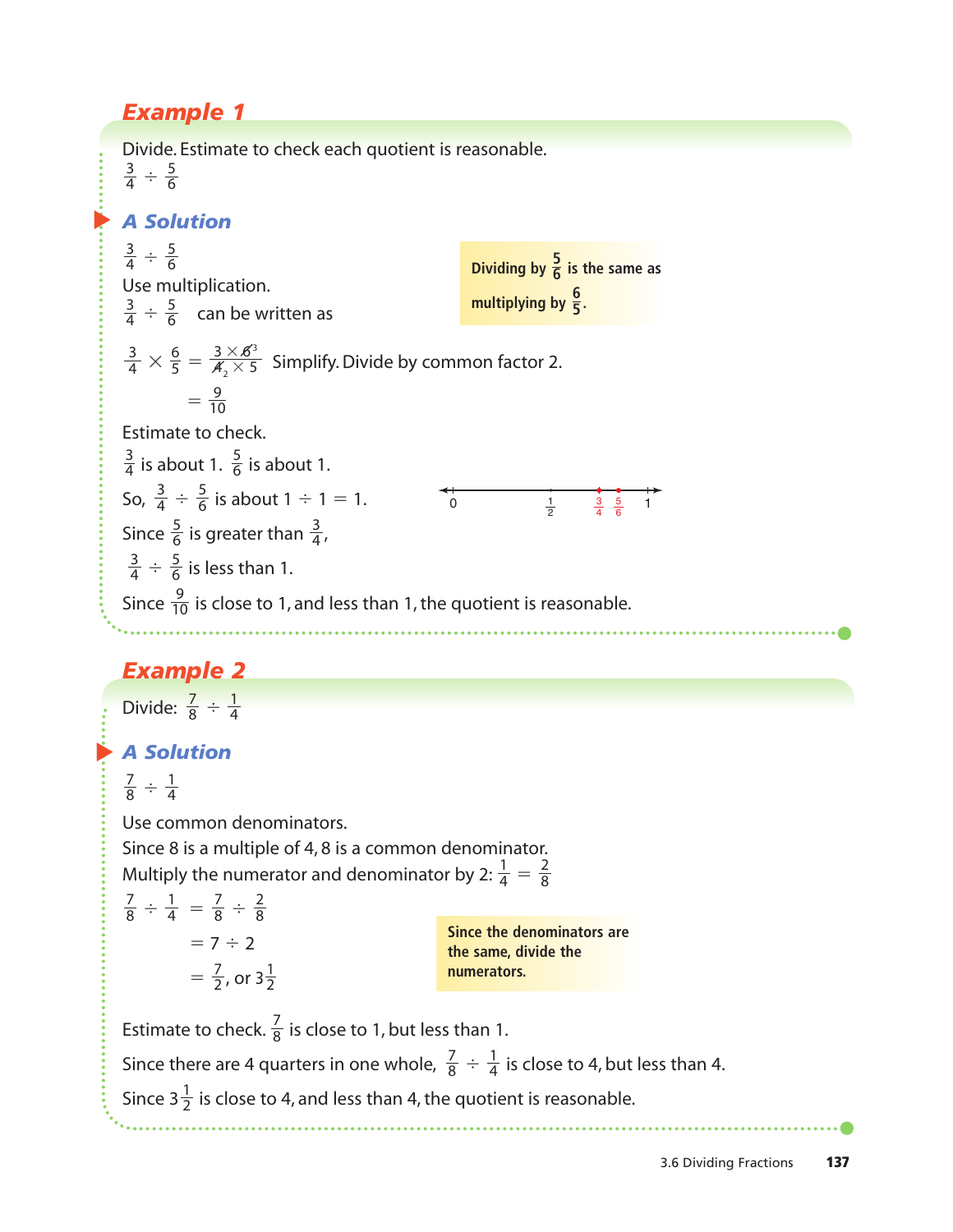## Example 1

Divide. Estimate to check each quotient is reasonable.

$\frac{3}{4} \div \frac{5}{6}$

### A Solution

$\frac{3}{4} \div \frac{5}{6}$

Use multiplication.

$\frac{3}{4} \div \frac{5}{6}$ can be written as

> **Dividing by $\frac{5}{6}$ is the same as multiplying by $\frac{6}{5}$.**

$\frac{3}{4} \times \frac{6}{5} = \frac{3 \times \cancel{6}^{3}}{\cancel{4}_{2} \times 5}$ Simplify. Divide by common factor 2.

$= \frac{9}{10}$

Estimate to check.

$\frac{3}{4}$ is about 1. $\frac{5}{6}$ is about 1.

So, $\frac{3}{4} \div \frac{5}{6}$ is about $1 \div 1 = 1$.

(Number line from 0 to 1 showing $\frac{1}{2}$, $\frac{3}{4}$, $\frac{5}{6}$, 1)

Since $\frac{5}{6}$ is greater than $\frac{3}{4}$,

$\frac{3}{4} \div \frac{5}{6}$ is less than 1.

Since $\frac{9}{10}$ is close to 1, and less than 1, the quotient is reasonable.

## Example 2

Divide: $\frac{7}{8} \div \frac{1}{4}$

### A Solution

$\frac{7}{8} \div \frac{1}{4}$

Use common denominators.

Since 8 is a multiple of 4, 8 is a common denominator.

Multiply the numerator and denominator by 2: $\frac{1}{4} = \frac{2}{8}$

$\frac{7}{8} \div \frac{1}{4} = \frac{7}{8} \div \frac{2}{8}$

$= 7 \div 2$

$= \frac{7}{2}$, or $3\frac{1}{2}$

> **Since the denominators are the same, divide the numerators.**

Estimate to check. $\frac{7}{8}$ is close to 1, but less than 1.

Since there are 4 quarters in one whole, $\frac{7}{8} \div \frac{1}{4}$ is close to 4, but less than 4.

Since $3\frac{1}{2}$ is close to 4, and less than 4, the quotient is reasonable.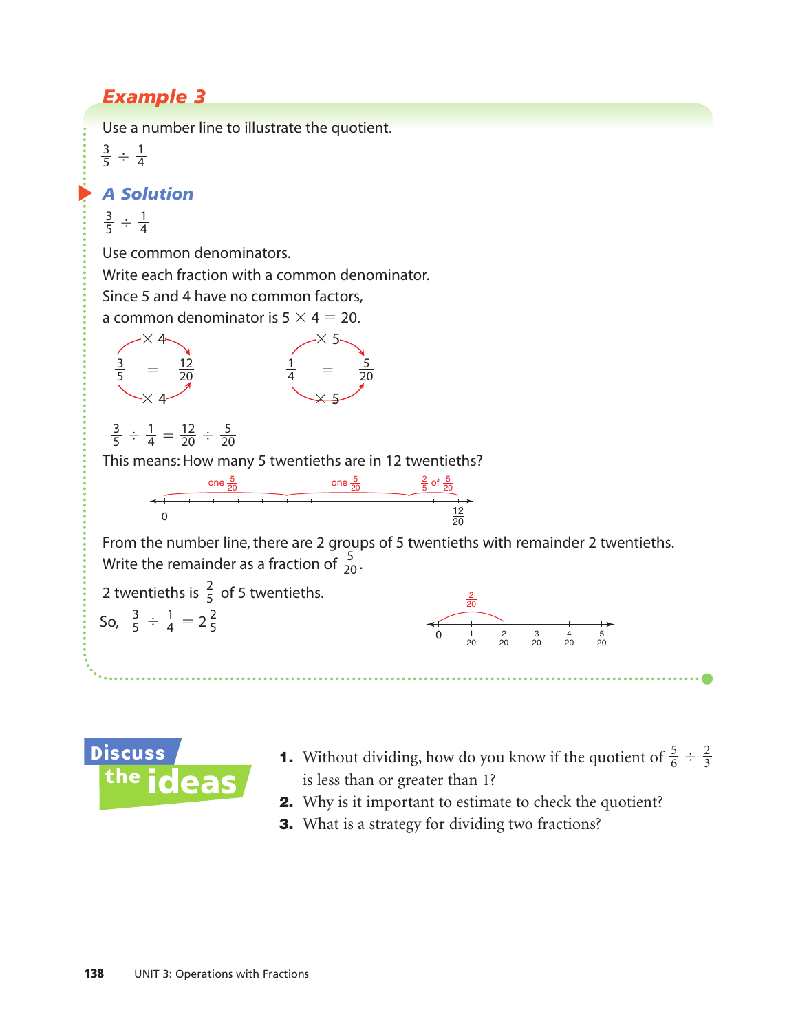## Example 3

Use a number line to illustrate the quotient.

$\frac{3}{5} \div \frac{1}{4}$

### A Solution

$\frac{3}{5} \div \frac{1}{4}$

Use common denominators.
Write each fraction with a common denominator.
Since 5 and 4 have no common factors,
a common denominator is $5 \times 4 = 20$.

$$\frac{3}{5} = \frac{12}{20} \quad (\times 4) \qquad \frac{1}{4} = \frac{5}{20} \quad (\times 5)$$

$\frac{3}{5} \div \frac{1}{4} = \frac{12}{20} \div \frac{5}{20}$

This means: How many 5 twentieths are in 12 twentieths?

one $\frac{5}{20}$ — one $\frac{5}{20}$ — $\frac{2}{5}$ of $\frac{5}{20}$

0 — $\frac{12}{20}$

From the number line, there are 2 groups of 5 twentieths with remainder 2 twentieths.
Write the remainder as a fraction of $\frac{5}{20}$.

2 twentieths is $\frac{2}{5}$ of 5 twentieths.

$\frac{2}{20}$

0, $\frac{1}{20}$, $\frac{2}{20}$, $\frac{3}{20}$, $\frac{4}{20}$, $\frac{5}{20}$

So, $\frac{3}{5} \div \frac{1}{4} = 2\frac{2}{5}$

## Discuss the ideas

1. Without dividing, how do you know if the quotient of $\frac{5}{6} \div \frac{2}{3}$ is less than or greater than 1?
2. Why is it important to estimate to check the quotient?
3. What is a strategy for dividing two fractions?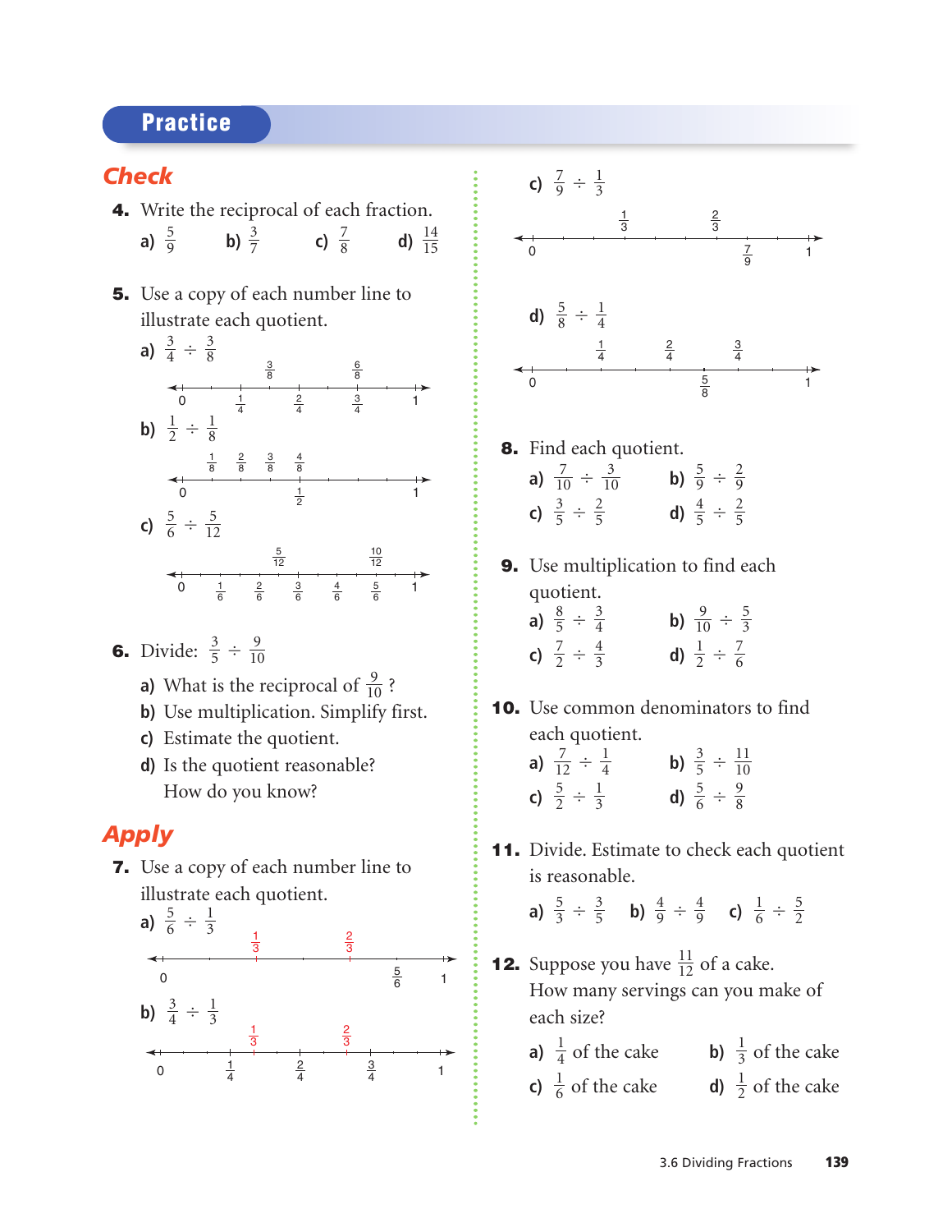## Practice

### Check

**4.** Write the reciprocal of each fraction.

a) $\frac{5}{9}$ b) $\frac{3}{7}$ c) $\frac{7}{8}$ d) $\frac{14}{15}$

**5.** Use a copy of each number line to illustrate each quotient.

a) $\frac{3}{4} \div \frac{3}{8}$

Number line: 0, $\frac{1}{4}$, $\frac{2}{4}$, $\frac{3}{4}$, 1; above: $\frac{3}{8}$, $\frac{6}{8}$

b) $\frac{1}{2} \div \frac{1}{8}$

Number line: 0, $\frac{1}{2}$, 1; above: $\frac{1}{8}$, $\frac{2}{8}$, $\frac{3}{8}$, $\frac{4}{8}$

c) $\frac{5}{6} \div \frac{5}{12}$

Number line: 0, $\frac{1}{6}$, $\frac{2}{6}$, $\frac{3}{6}$, $\frac{4}{6}$, $\frac{5}{6}$, 1; above: $\frac{5}{12}$, $\frac{10}{12}$

**6.** Divide: $\frac{3}{5} \div \frac{9}{10}$

a) What is the reciprocal of $\frac{9}{10}$?

b) Use multiplication. Simplify first.

c) Estimate the quotient.

d) Is the quotient reasonable? How do you know?

### Apply

**7.** Use a copy of each number line to illustrate each quotient.

a) $\frac{5}{6} \div \frac{1}{3}$

Number line: 0, $\frac{5}{6}$, 1; above: $\frac{1}{3}$, $\frac{2}{3}$

b) $\frac{3}{4} \div \frac{1}{3}$

Number line: 0, $\frac{1}{4}$, $\frac{2}{4}$, $\frac{3}{4}$, 1; above: $\frac{1}{3}$, $\frac{2}{3}$

c) $\frac{7}{9} \div \frac{1}{3}$

Number line: 0, $\frac{7}{9}$, 1; above: $\frac{1}{3}$, $\frac{2}{3}$

d) $\frac{5}{8} \div \frac{1}{4}$

Number line: 0, $\frac{5}{8}$, 1; above: $\frac{1}{4}$, $\frac{2}{4}$, $\frac{3}{4}$

**8.** Find each quotient.

a) $\frac{7}{10} \div \frac{3}{10}$ b) $\frac{5}{9} \div \frac{2}{9}$

c) $\frac{3}{5} \div \frac{2}{5}$ d) $\frac{4}{5} \div \frac{2}{5}$

**9.** Use multiplication to find each quotient.

a) $\frac{8}{5} \div \frac{3}{4}$ b) $\frac{9}{10} \div \frac{5}{3}$

c) $\frac{7}{2} \div \frac{4}{3}$ d) $\frac{1}{2} \div \frac{7}{6}$

**10.** Use common denominators to find each quotient.

a) $\frac{7}{12} \div \frac{1}{4}$ b) $\frac{3}{5} \div \frac{11}{10}$

c) $\frac{5}{2} \div \frac{1}{3}$ d) $\frac{5}{6} \div \frac{9}{8}$

**11.** Divide. Estimate to check each quotient is reasonable.

a) $\frac{5}{3} \div \frac{3}{5}$ b) $\frac{4}{9} \div \frac{4}{9}$ c) $\frac{1}{6} \div \frac{5}{2}$

**12.** Suppose you have $\frac{11}{12}$ of a cake. How many servings can you make of each size?

a) $\frac{1}{4}$ of the cake b) $\frac{1}{3}$ of the cake

c) $\frac{1}{6}$ of the cake d) $\frac{1}{2}$ of the cake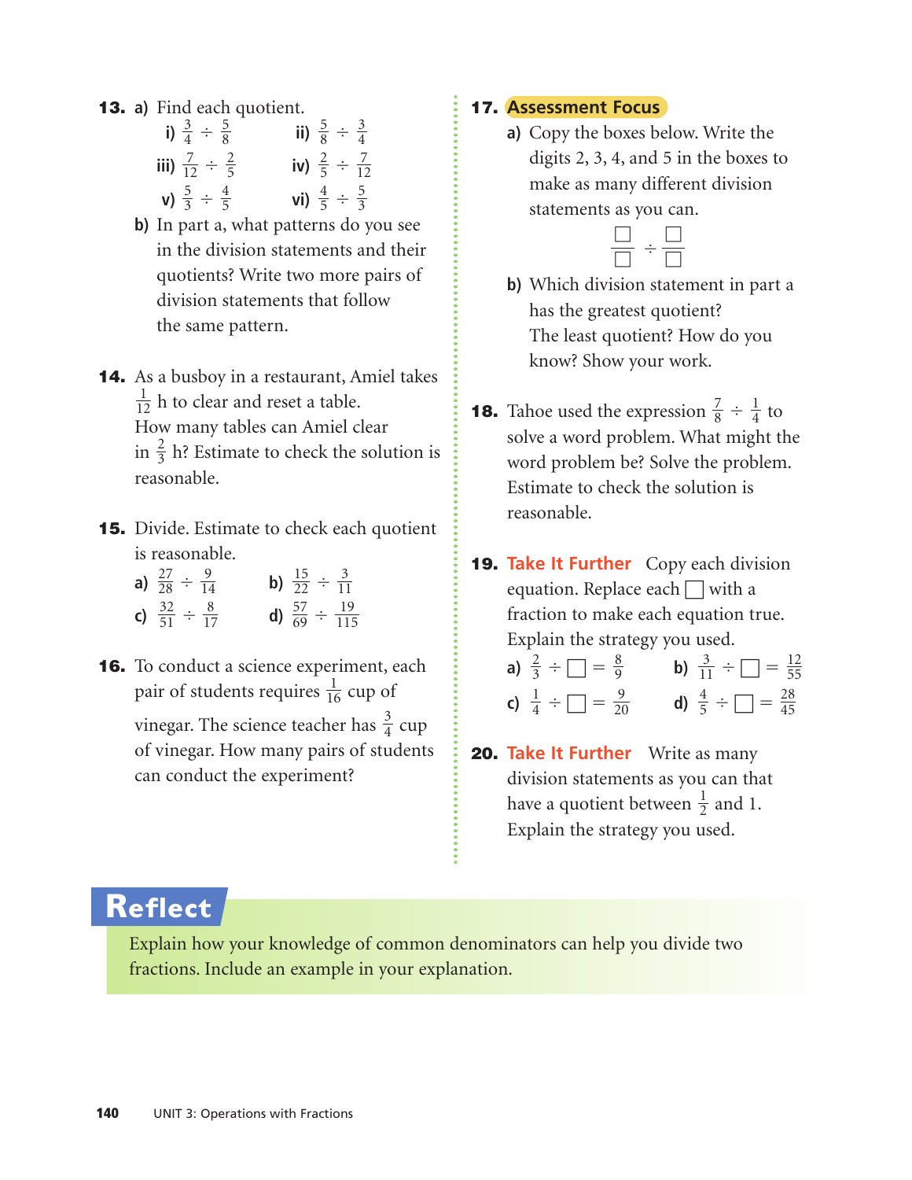**13.** a) Find each quotient.

i) $\frac{3}{4} \div \frac{5}{8}$　　ii) $\frac{5}{8} \div \frac{3}{4}$

iii) $\frac{7}{12} \div \frac{2}{5}$　　iv) $\frac{2}{5} \div \frac{7}{12}$

v) $\frac{5}{3} \div \frac{4}{5}$　　vi) $\frac{4}{5} \div \frac{5}{3}$

b) In part a, what patterns do you see in the division statements and their quotients? Write two more pairs of division statements that follow the same pattern.

**14.** As a busboy in a restaurant, Amiel takes $\frac{1}{12}$ h to clear and reset a table. How many tables can Amiel clear in $\frac{2}{3}$ h? Estimate to check the solution is reasonable.

**15.** Divide. Estimate to check each quotient is reasonable.

a) $\frac{27}{28} \div \frac{9}{14}$　　b) $\frac{15}{22} \div \frac{3}{11}$

c) $\frac{32}{51} \div \frac{8}{17}$　　d) $\frac{57}{69} \div \frac{19}{115}$

**16.** To conduct a science experiment, each pair of students requires $\frac{1}{16}$ cup of vinegar. The science teacher has $\frac{3}{4}$ cup of vinegar. How many pairs of students can conduct the experiment?

**17.** **Assessment Focus**

a) Copy the boxes below. Write the digits 2, 3, 4, and 5 in the boxes to make as many different division statements as you can.

$$\frac{\square}{\square} \div \frac{\square}{\square}$$

b) Which division statement in part a has the greatest quotient? The least quotient? How do you know? Show your work.

**18.** Tahoe used the expression $\frac{7}{8} \div \frac{1}{4}$ to solve a word problem. What might the word problem be? Solve the problem. Estimate to check the solution is reasonable.

**19.** **Take It Further** Copy each division equation. Replace each $\square$ with a fraction to make each equation true. Explain the strategy you used.

a) $\frac{2}{3} \div \square = \frac{8}{9}$　　b) $\frac{3}{11} \div \square = \frac{12}{55}$

c) $\frac{1}{4} \div \square = \frac{9}{20}$　　d) $\frac{4}{5} \div \square = \frac{28}{45}$

**20.** **Take It Further** Write as many division statements as you can that have a quotient between $\frac{1}{2}$ and 1. Explain the strategy you used.

## Reflect

Explain how your knowledge of common denominators can help you divide two fractions. Include an example in your explanation.